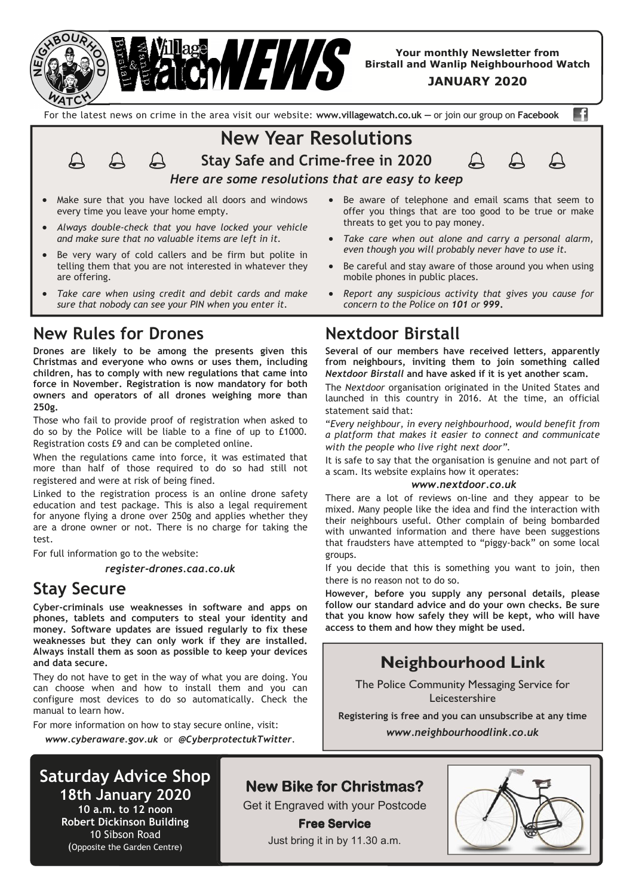# Village Watch NEWS

**Your monthly Newsletter from Birstall and Wanlip Neighbourhood Watch**

**JANUARY 2020**

For the latest news on crime in the area visit our website: **www.villagewatch.co.uk** — or join our group on **Facebook**

## New Year Resolutions

### Stay Safe and Crime-free in 2020

***Here are some resolutions that are easy to keep***

- Make sure that you have locked all doors and windows every time you leave your home empty.
- *Always double-check that you have locked your vehicle and make sure that no valuable items are left in it.*
- Be very wary of cold callers and be firm but polite in telling them that you are not interested in whatever they are offering.
- *Take care when using credit and debit cards and make sure that nobody can see your PIN when you enter it.*
- Be aware of telephone and email scams that seem to offer you things that are too good to be true or make threats to get you to pay money.
- *Take care when out alone and carry a personal alarm, even though you will probably never have to use it.*
- Be careful and stay aware of those around you when using mobile phones in public places.
- *Report any suspicious activity that gives you cause for concern to the Police on **101** or **999**.*

## New Rules for Drones

**Drones are likely to be among the presents given this Christmas and everyone who owns or uses them, including children, has to comply with new regulations that came into force in November. Registration is now mandatory for both owners and operators of all drones weighing more than 250g.**

Those who fail to provide proof of registration when asked to do so by the Police will be liable to a fine of up to £1000. Registration costs £9 and can be completed online.

When the regulations came into force, it was estimated that more than half of those required to do so had still not registered and were at risk of being fined.

Linked to the registration process is an online drone safety education and test package. This is also a legal requirement for anyone flying a drone over 250g and applies whether they are a drone owner or not. There is no charge for taking the test.

For full information go to the website:

***register-drones.caa.co.uk***

## Stay Secure

**Cyber-criminals use weaknesses in software and apps on phones, tablets and computers to steal your identity and money. Software updates are issued regularly to fix these weaknesses but they can only work if they are installed. Always install them as soon as possible to keep your devices and data secure.**

They do not have to get in the way of what you are doing. You can choose when and how to install them and you can configure most devices to do so automatically. Check the manual to learn how.

For more information on how to stay secure online, visit:

***www.cyberaware.gov.uk*** or ***@CyberprotectukTwitter***.

## Nextdoor Birstall

**Several of our members have received letters, apparently from neighbours, inviting them to join something called *Nextdoor Birstall* and have asked if it is yet another scam.**

The *Nextdoor* organisation originated in the United States and launched in this country in 2016. At the time, an official statement said that:

*"Every neighbour, in every neighbourhood, would benefit from a platform that makes it easier to connect and communicate with the people who live right next door".*

It is safe to say that the organisation is genuine and not part of a scam. Its website explains how it operates:

***www.nextdoor.co.uk***

There are a lot of reviews on-line and they appear to be mixed. Many people like the idea and find the interaction with their neighbours useful. Other complain of being bombarded with unwanted information and there have been suggestions that fraudsters have attempted to "piggy-back" on some local groups.

If you decide that this is something you want to join, then there is no reason not to do so.

**However, before you supply any personal details, please follow our standard advice and do your own checks. Be sure that you know how safely they will be kept, who will have access to them and how they might be used.**

## Neighbourhood Link

The Police Community Messaging Service for Leicestershire

**Registering is free and you can unsubscribe at any time**

***www.neighbourhoodlink.co.uk***

## Saturday Advice Shop

**18th January 2020**

**10 a.m. to 12 noon**

**Robert Dickinson Building**

10 Sibson Road

(Opposite the Garden Centre)

## New Bike for Christmas?

Get it Engraved with your Postcode

**Free Service**

Just bring it in by 11.30 a.m.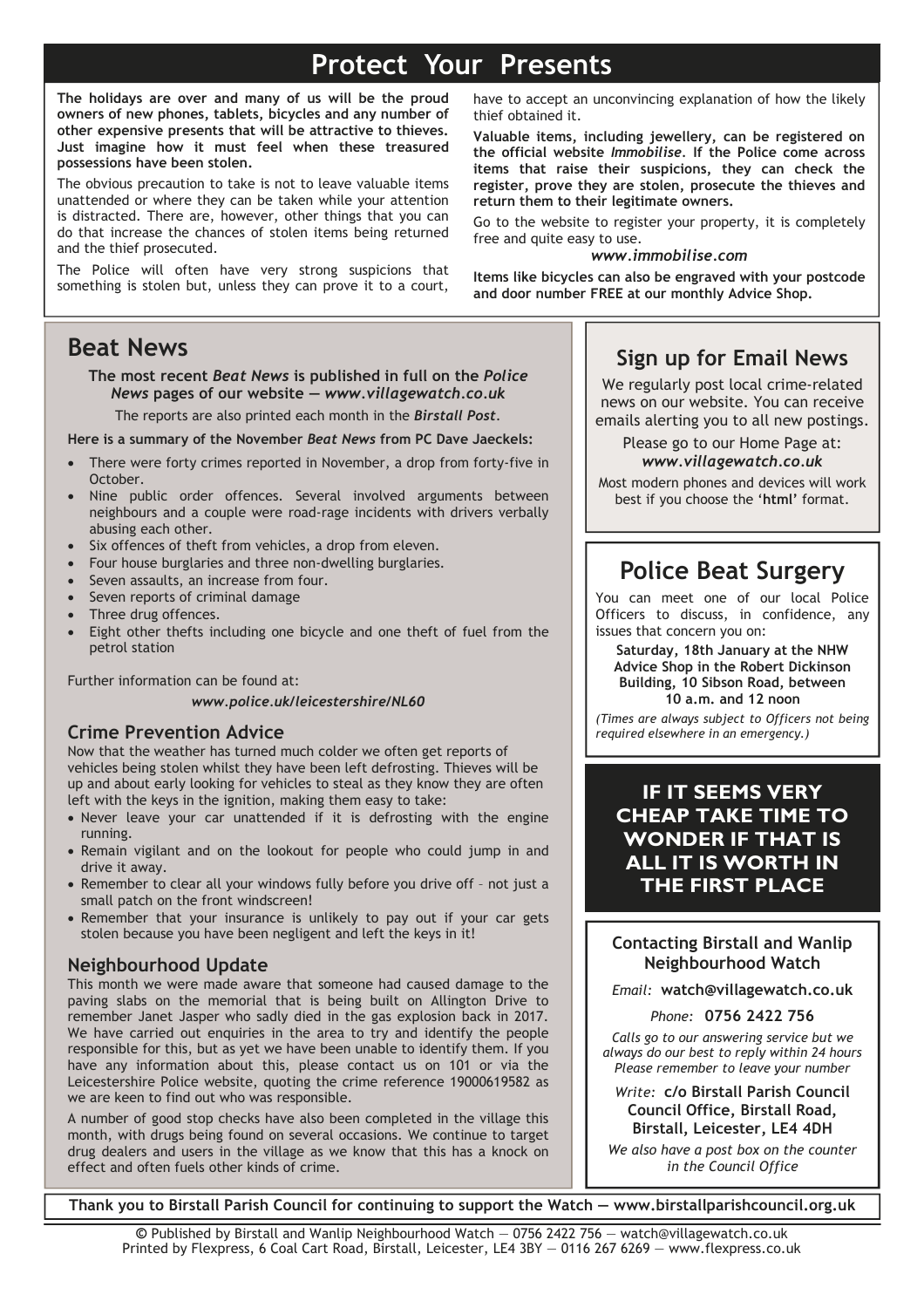# Protect Your Presents

**The holidays are over and many of us will be the proud owners of new phones, tablets, bicycles and any number of other expensive presents that will be attractive to thieves. Just imagine how it must feel when these treasured possessions have been stolen.**

The obvious precaution to take is not to leave valuable items unattended or where they can be taken while your attention is distracted. There are, however, other things that you can do that increase the chances of stolen items being returned and the thief prosecuted.

The Police will often have very strong suspicions that something is stolen but, unless they can prove it to a court, have to accept an unconvincing explanation of how the likely thief obtained it.

**Valuable items, including jewellery, can be registered on the official website *Immobilise*. If the Police come across items that raise their suspicions, they can check the register, prove they are stolen, prosecute the thieves and return them to their legitimate owners.**

Go to the website to register your property, it is completely free and quite easy to use.

***www.immobilise.com***

**Items like bicycles can also be engraved with your postcode and door number FREE at our monthly Advice Shop.**

## Beat News

**The most recent *Beat News* is published in full on the *Police News* pages of our website — *www.villagewatch.co.uk***

The reports are also printed each month in the ***Birstall Post***.

**Here is a summary of the November *Beat News* from PC Dave Jaeckels:**

- There were forty crimes reported in November, a drop from forty-five in October.
- Nine public order offences. Several involved arguments between neighbours and a couple were road-rage incidents with drivers verbally abusing each other.
- Six offences of theft from vehicles, a drop from eleven.
- Four house burglaries and three non-dwelling burglaries.
- Seven assaults, an increase from four.
- Seven reports of criminal damage
- Three drug offences.
- Eight other thefts including one bicycle and one theft of fuel from the petrol station

Further information can be found at:

***www.police.uk/leicestershire/NL60***

### Crime Prevention Advice

Now that the weather has turned much colder we often get reports of vehicles being stolen whilst they have been left defrosting. Thieves will be up and about early looking for vehicles to steal as they know they are often left with the keys in the ignition, making them easy to take:

- Never leave your car unattended if it is defrosting with the engine running.
- Remain vigilant and on the lookout for people who could jump in and drive it away.
- Remember to clear all your windows fully before you drive off – not just a small patch on the front windscreen!
- Remember that your insurance is unlikely to pay out if your car gets stolen because you have been negligent and left the keys in it!

### Neighbourhood Update

This month we were made aware that someone had caused damage to the paving slabs on the memorial that is being built on Allington Drive to remember Janet Jasper who sadly died in the gas explosion back in 2017. We have carried out enquiries in the area to try and identify the people responsible for this, but as yet we have been unable to identify them. If you have any information about this, please contact us on 101 or via the Leicestershire Police website, quoting the crime reference 19000619582 as we are keen to find out who was responsible.

A number of good stop checks have also been completed in the village this month, with drugs being found on several occasions. We continue to target drug dealers and users in the village as we know that this has a knock on effect and often fuels other kinds of crime.

## Sign up for Email News

We regularly post local crime-related news on our website. You can receive emails alerting you to all new postings.

Please go to our Home Page at:
***www.villagewatch.co.uk***

Most modern phones and devices will work best if you choose the '**html**' format.

## Police Beat Surgery

You can meet one of our local Police Officers to discuss, in confidence, any issues that concern you on:

**Saturday, 18th January at the NHW Advice Shop in the Robert Dickinson Building, 10 Sibson Road, between 10 a.m. and 12 noon**

*(Times are always subject to Officers not being required elsewhere in an emergency.)*

**IF IT SEEMS VERY CHEAP TAKE TIME TO WONDER IF THAT IS ALL IT IS WORTH IN THE FIRST PLACE**

### Contacting Birstall and Wanlip Neighbourhood Watch

*Email:* **watch@villagewatch.co.uk**

*Phone:* **0756 2422 756**

*Calls go to our answering service but we always do our best to reply within 24 hours Please remember to leave your number*

*Write:* **c/o Birstall Parish Council Council Office, Birstall Road, Birstall, Leicester, LE4 4DH**

*We also have a post box on the counter in the Council Office*

**Thank you to Birstall Parish Council for continuing to support the Watch — www.birstallparishcouncil.org.uk**

© Published by Birstall and Wanlip Neighbourhood Watch — 0756 2422 756 — watch@villagewatch.co.uk
Printed by Flexpress, 6 Coal Cart Road, Birstall, Leicester, LE4 3BY — 0116 267 6269 — www.flexpress.co.uk